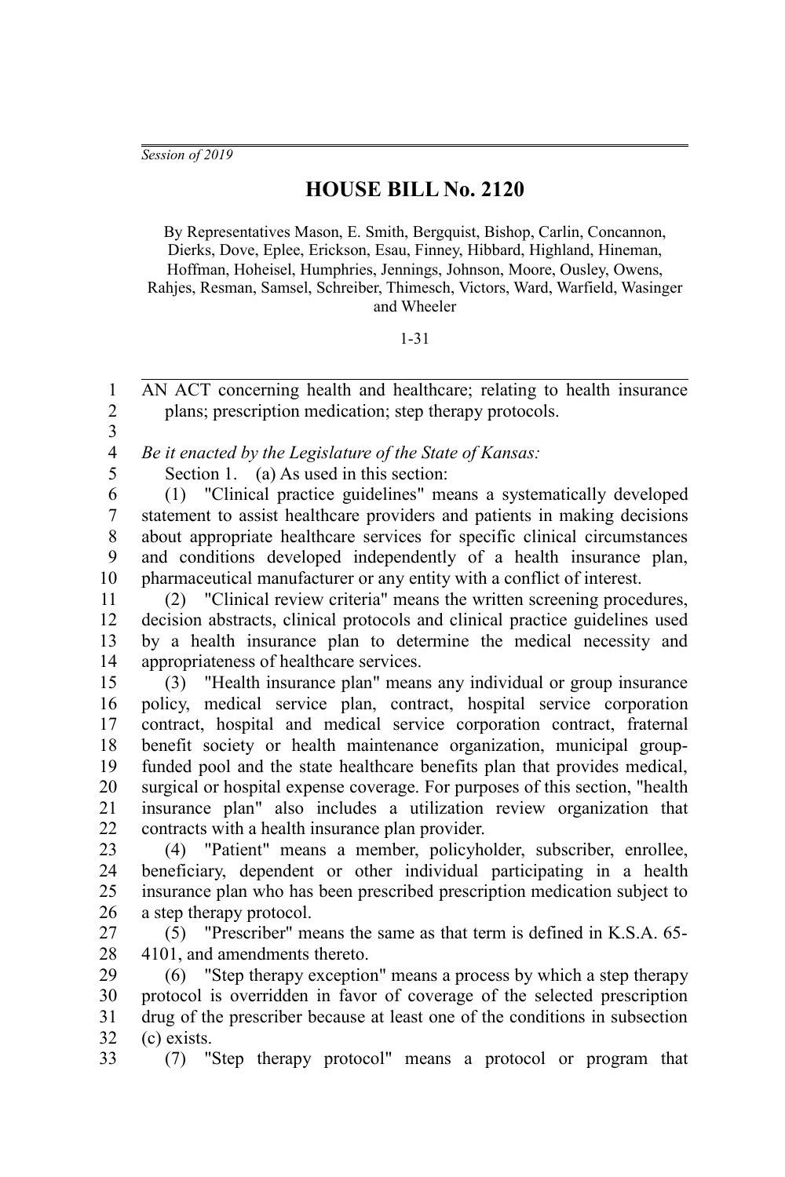*Session of 2019*

# HOUSE BILL No. 2120

By Representatives Mason, E. Smith, Bergquist, Bishop, Carlin, Concannon, Dierks, Dove, Eplee, Erickson, Esau, Finney, Hibbard, Highland, Hineman, Hoffman, Hoheisel, Humphries, Jennings, Johnson, Moore, Ousley, Owens, Rahjes, Resman, Samsel, Schreiber, Thimesch, Victors, Ward, Warfield, Wasinger and Wheeler

1-31

AN ACT concerning health and healthcare; relating to health insurance plans; prescription medication; step therapy protocols.

*Be it enacted by the Legislature of the State of Kansas:*

Section 1. (a) As used in this section:

(1) "Clinical practice guidelines" means a systematically developed statement to assist healthcare providers and patients in making decisions about appropriate healthcare services for specific clinical circumstances and conditions developed independently of a health insurance plan, pharmaceutical manufacturer or any entity with a conflict of interest.

(2) "Clinical review criteria" means the written screening procedures, decision abstracts, clinical protocols and clinical practice guidelines used by a health insurance plan to determine the medical necessity and appropriateness of healthcare services.

(3) "Health insurance plan" means any individual or group insurance policy, medical service plan, contract, hospital service corporation contract, hospital and medical service corporation contract, fraternal benefit society or health maintenance organization, municipal group-funded pool and the state healthcare benefits plan that provides medical, surgical or hospital expense coverage. For purposes of this section, "health insurance plan" also includes a utilization review organization that contracts with a health insurance plan provider.

(4) "Patient" means a member, policyholder, subscriber, enrollee, beneficiary, dependent or other individual participating in a health insurance plan who has been prescribed prescription medication subject to a step therapy protocol.

(5) "Prescriber" means the same as that term is defined in K.S.A. 65-4101, and amendments thereto.

(6) "Step therapy exception" means a process by which a step therapy protocol is overridden in favor of coverage of the selected prescription drug of the prescriber because at least one of the conditions in subsection (c) exists.

(7) "Step therapy protocol" means a protocol or program that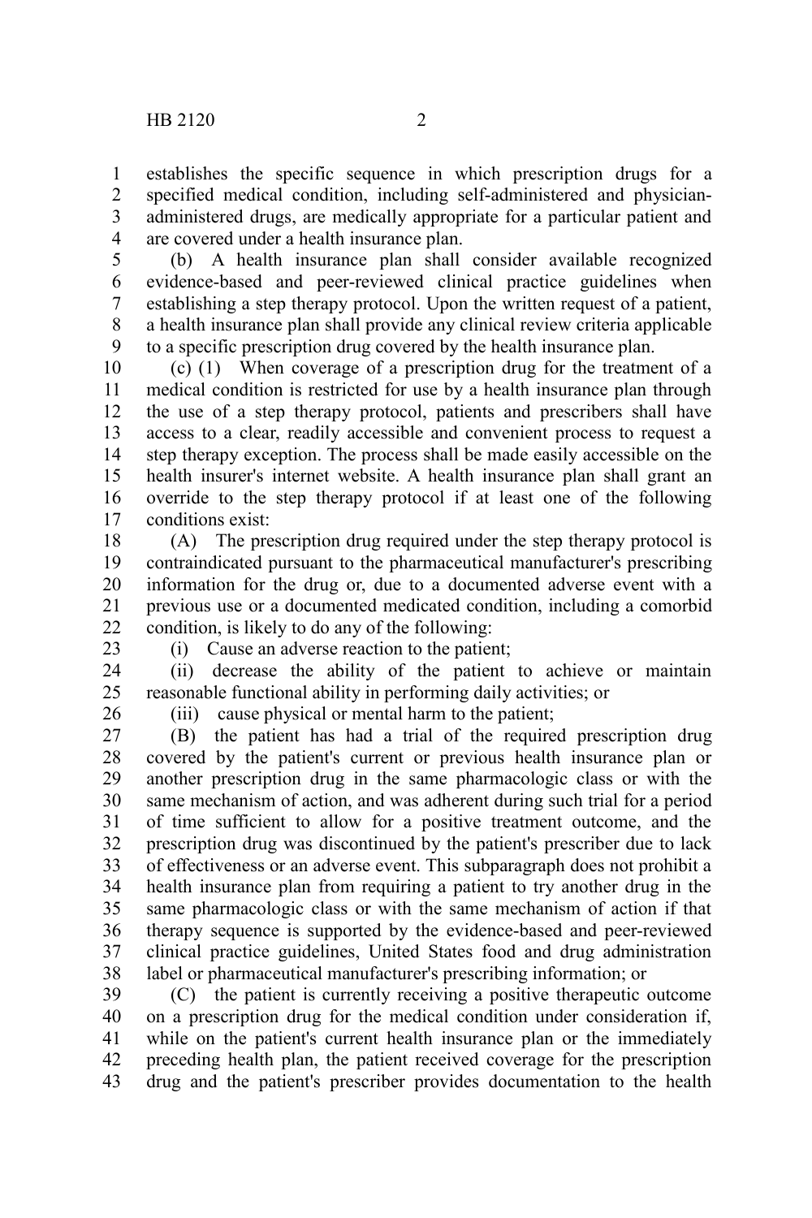establishes the specific sequence in which prescription drugs for a specified medical condition, including self-administered and physician-administered drugs, are medically appropriate for a particular patient and are covered under a health insurance plan.

(b) A health insurance plan shall consider available recognized evidence-based and peer-reviewed clinical practice guidelines when establishing a step therapy protocol. Upon the written request of a patient, a health insurance plan shall provide any clinical review criteria applicable to a specific prescription drug covered by the health insurance plan.

(c) (1) When coverage of a prescription drug for the treatment of a medical condition is restricted for use by a health insurance plan through the use of a step therapy protocol, patients and prescribers shall have access to a clear, readily accessible and convenient process to request a step therapy exception. The process shall be made easily accessible on the health insurer's internet website. A health insurance plan shall grant an override to the step therapy protocol if at least one of the following conditions exist:

(A) The prescription drug required under the step therapy protocol is contraindicated pursuant to the pharmaceutical manufacturer's prescribing information for the drug or, due to a documented adverse event with a previous use or a documented medicated condition, including a comorbid condition, is likely to do any of the following:

(i) Cause an adverse reaction to the patient;

(ii) decrease the ability of the patient to achieve or maintain reasonable functional ability in performing daily activities; or

(iii) cause physical or mental harm to the patient;

(B) the patient has had a trial of the required prescription drug covered by the patient's current or previous health insurance plan or another prescription drug in the same pharmacologic class or with the same mechanism of action, and was adherent during such trial for a period of time sufficient to allow for a positive treatment outcome, and the prescription drug was discontinued by the patient's prescriber due to lack of effectiveness or an adverse event. This subparagraph does not prohibit a health insurance plan from requiring a patient to try another drug in the same pharmacologic class or with the same mechanism of action if that therapy sequence is supported by the evidence-based and peer-reviewed clinical practice guidelines, United States food and drug administration label or pharmaceutical manufacturer's prescribing information; or

(C) the patient is currently receiving a positive therapeutic outcome on a prescription drug for the medical condition under consideration if, while on the patient's current health insurance plan or the immediately preceding health plan, the patient received coverage for the prescription drug and the patient's prescriber provides documentation to the health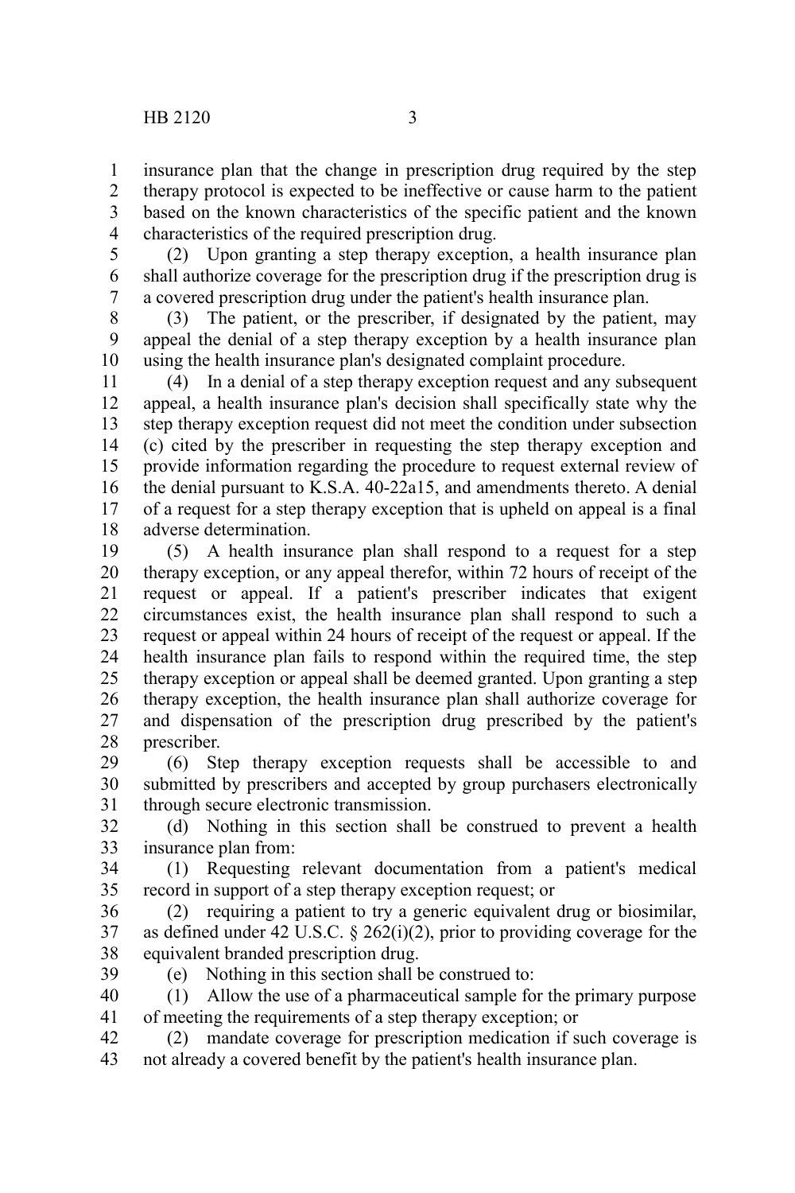insurance plan that the change in prescription drug required by the step therapy protocol is expected to be ineffective or cause harm to the patient based on the known characteristics of the specific patient and the known characteristics of the required prescription drug.

(2) Upon granting a step therapy exception, a health insurance plan shall authorize coverage for the prescription drug if the prescription drug is a covered prescription drug under the patient's health insurance plan.

(3) The patient, or the prescriber, if designated by the patient, may appeal the denial of a step therapy exception by a health insurance plan using the health insurance plan's designated complaint procedure.

(4) In a denial of a step therapy exception request and any subsequent appeal, a health insurance plan's decision shall specifically state why the step therapy exception request did not meet the condition under subsection (c) cited by the prescriber in requesting the step therapy exception and provide information regarding the procedure to request external review of the denial pursuant to K.S.A. 40-22a15, and amendments thereto. A denial of a request for a step therapy exception that is upheld on appeal is a final adverse determination.

(5) A health insurance plan shall respond to a request for a step therapy exception, or any appeal therefor, within 72 hours of receipt of the request or appeal. If a patient's prescriber indicates that exigent circumstances exist, the health insurance plan shall respond to such a request or appeal within 24 hours of receipt of the request or appeal. If the health insurance plan fails to respond within the required time, the step therapy exception or appeal shall be deemed granted. Upon granting a step therapy exception, the health insurance plan shall authorize coverage for and dispensation of the prescription drug prescribed by the patient's prescriber.

(6) Step therapy exception requests shall be accessible to and submitted by prescribers and accepted by group purchasers electronically through secure electronic transmission.

(d) Nothing in this section shall be construed to prevent a health insurance plan from:

(1) Requesting relevant documentation from a patient's medical record in support of a step therapy exception request; or

(2) requiring a patient to try a generic equivalent drug or biosimilar, as defined under 42 U.S.C. § 262(i)(2), prior to providing coverage for the equivalent branded prescription drug.

(e) Nothing in this section shall be construed to:

(1) Allow the use of a pharmaceutical sample for the primary purpose of meeting the requirements of a step therapy exception; or

(2) mandate coverage for prescription medication if such coverage is not already a covered benefit by the patient's health insurance plan.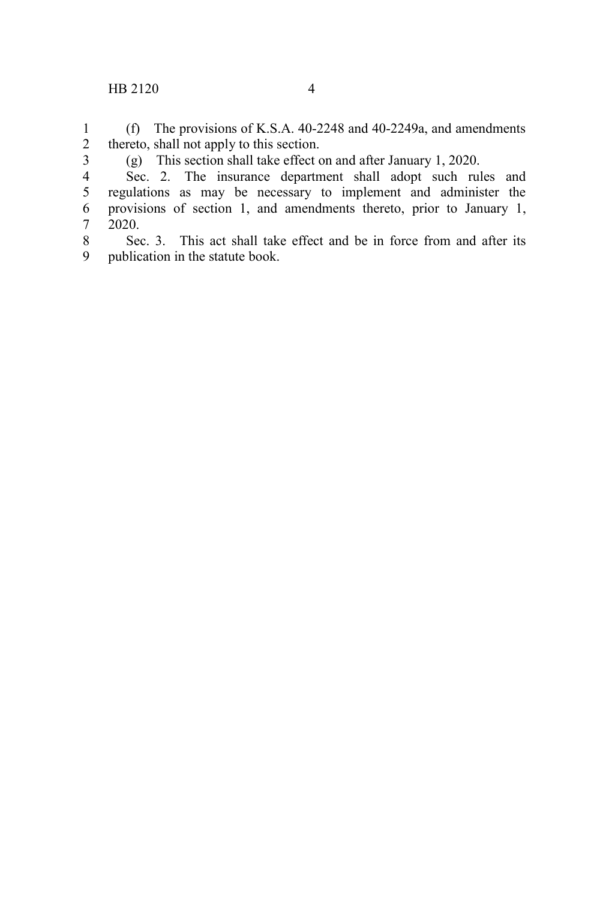(f) The provisions of K.S.A. 40-2248 and 40-2249a, and amendments thereto, shall not apply to this section.

(g) This section shall take effect on and after January 1, 2020.

Sec. 2. The insurance department shall adopt such rules and regulations as may be necessary to implement and administer the provisions of section 1, and amendments thereto, prior to January 1, 2020.

Sec. 3. This act shall take effect and be in force from and after its publication in the statute book.